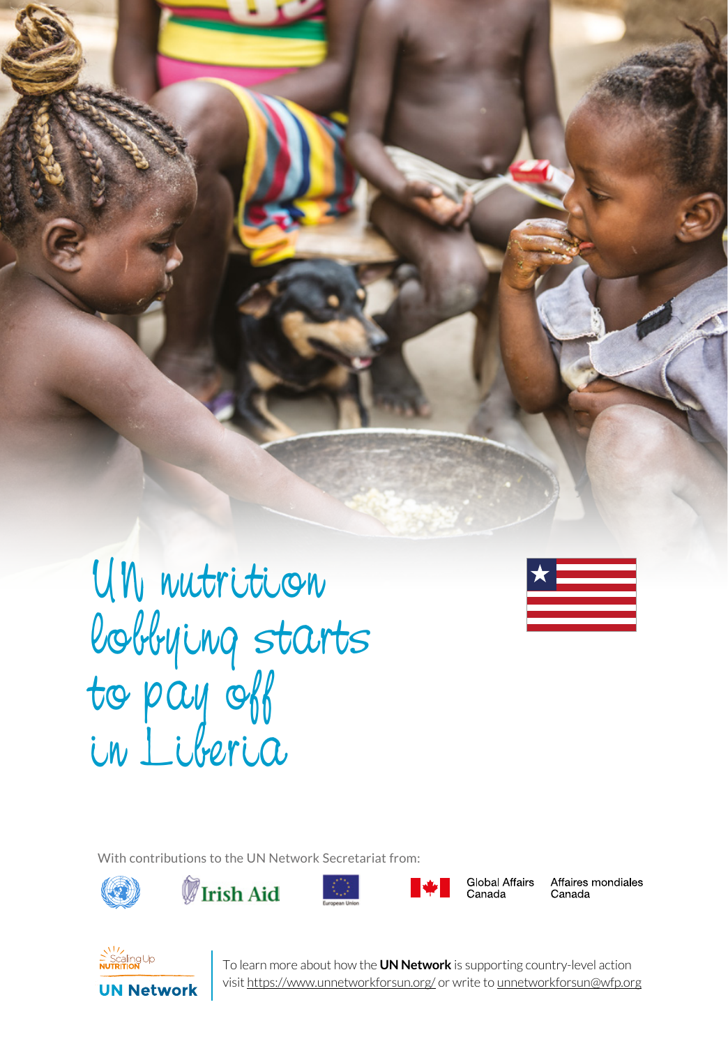# UN nutrition lobbying starts to pay off in Liberia

With contributions to the UN Network Secretariat from:

Irish Aid

European Union

Global Affairs Canada | Affaires mondiales Canada

Scaling Up NUTRITION

UN Network

To learn more about how the **UN Network** is supporting country-level action visit https://www.unnetworkforsun.org/ or write to unnetworkforsun@wfp.org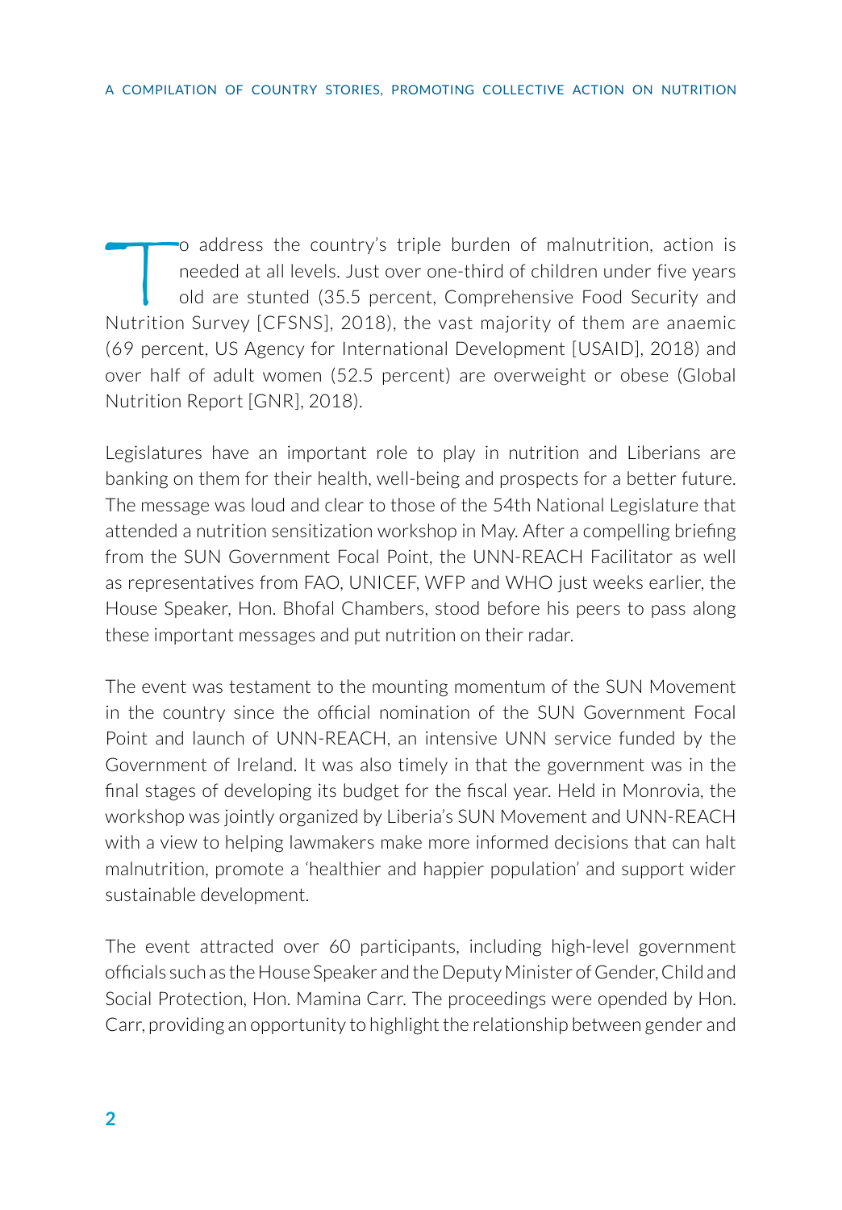To address the country's triple burden of malnutrition, action is needed at all levels. Just over one-third of children under five years old are stunted (35.5 percent, Comprehensive Food Security and Nutrition Survey [CFSNS], 2018), the vast majority of them are anaemic (69 percent, US Agency for International Development [USAID], 2018) and over half of adult women (52.5 percent) are overweight or obese (Global Nutrition Report [GNR], 2018).

Legislatures have an important role to play in nutrition and Liberians are banking on them for their health, well-being and prospects for a better future. The message was loud and clear to those of the 54th National Legislature that attended a nutrition sensitization workshop in May. After a compelling briefing from the SUN Government Focal Point, the UNN-REACH Facilitator as well as representatives from FAO, UNICEF, WFP and WHO just weeks earlier, the House Speaker, Hon. Bhofal Chambers, stood before his peers to pass along these important messages and put nutrition on their radar.

The event was testament to the mounting momentum of the SUN Movement in the country since the official nomination of the SUN Government Focal Point and launch of UNN-REACH, an intensive UNN service funded by the Government of Ireland. It was also timely in that the government was in the final stages of developing its budget for the fiscal year. Held in Monrovia, the workshop was jointly organized by Liberia's SUN Movement and UNN-REACH with a view to helping lawmakers make more informed decisions that can halt malnutrition, promote a 'healthier and happier population' and support wider sustainable development.

The event attracted over 60 participants, including high-level government officials such as the House Speaker and the Deputy Minister of Gender, Child and Social Protection, Hon. Mamina Carr. The proceedings were opended by Hon. Carr, providing an opportunity to highlight the relationship between gender and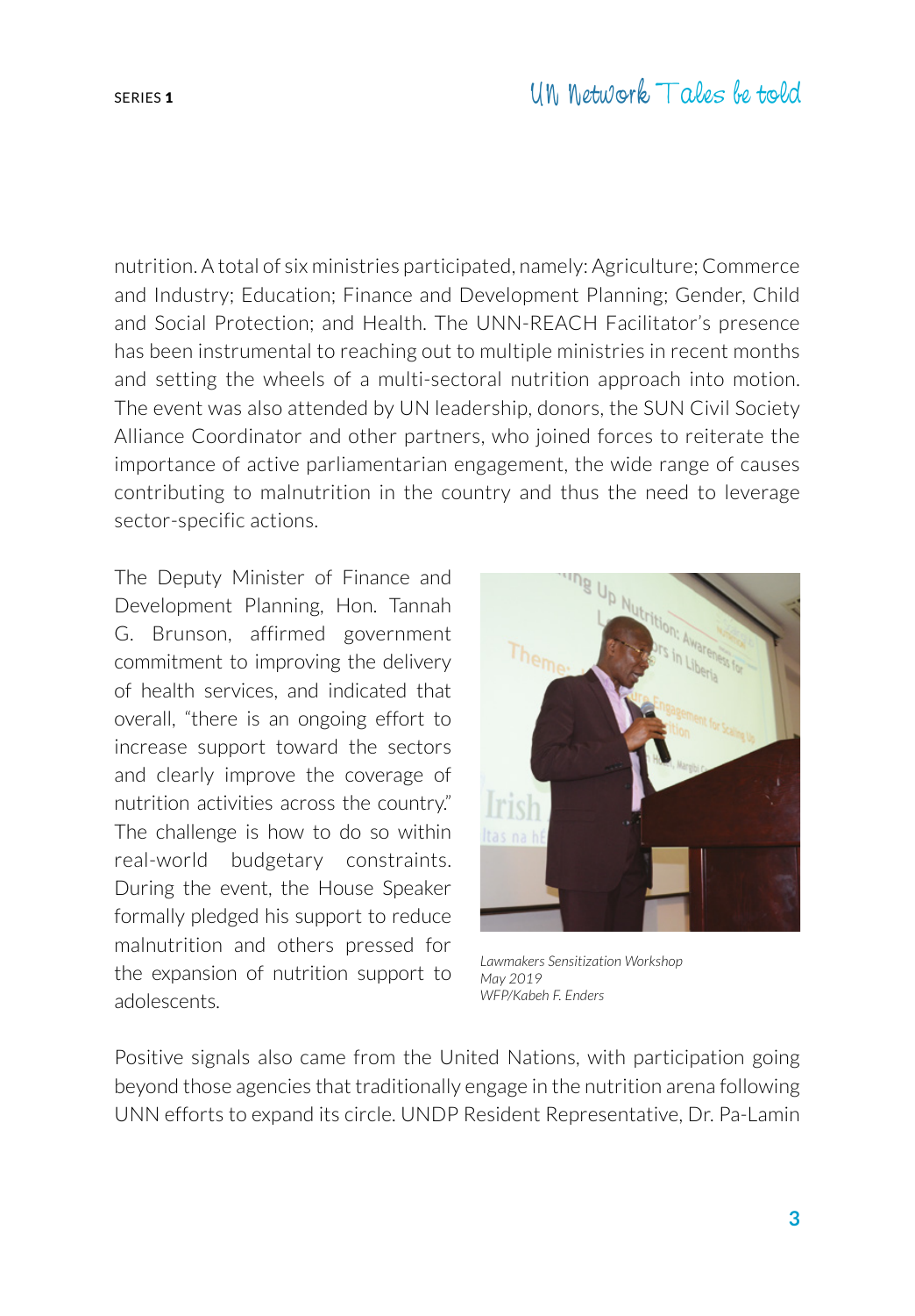nutrition. A total of six ministries participated, namely: Agriculture; Commerce and Industry; Education; Finance and Development Planning; Gender, Child and Social Protection; and Health. The UNN-REACH Facilitator's presence has been instrumental to reaching out to multiple ministries in recent months and setting the wheels of a multi-sectoral nutrition approach into motion. The event was also attended by UN leadership, donors, the SUN Civil Society Alliance Coordinator and other partners, who joined forces to reiterate the importance of active parliamentarian engagement, the wide range of causes contributing to malnutrition in the country and thus the need to leverage sector-specific actions.

The Deputy Minister of Finance and Development Planning, Hon. Tannah G. Brunson, affirmed government commitment to improving the delivery of health services, and indicated that overall, "there is an ongoing effort to increase support toward the sectors and clearly improve the coverage of nutrition activities across the country." The challenge is how to do so within real-world budgetary constraints. During the event, the House Speaker formally pledged his support to reduce malnutrition and others pressed for the expansion of nutrition support to adolescents.

*Lawmakers Sensitization Workshop*
*May 2019*
*WFP/Kabeh F. Enders*

Positive signals also came from the United Nations, with participation going beyond those agencies that traditionally engage in the nutrition arena following UNN efforts to expand its circle. UNDP Resident Representative, Dr. Pa-Lamin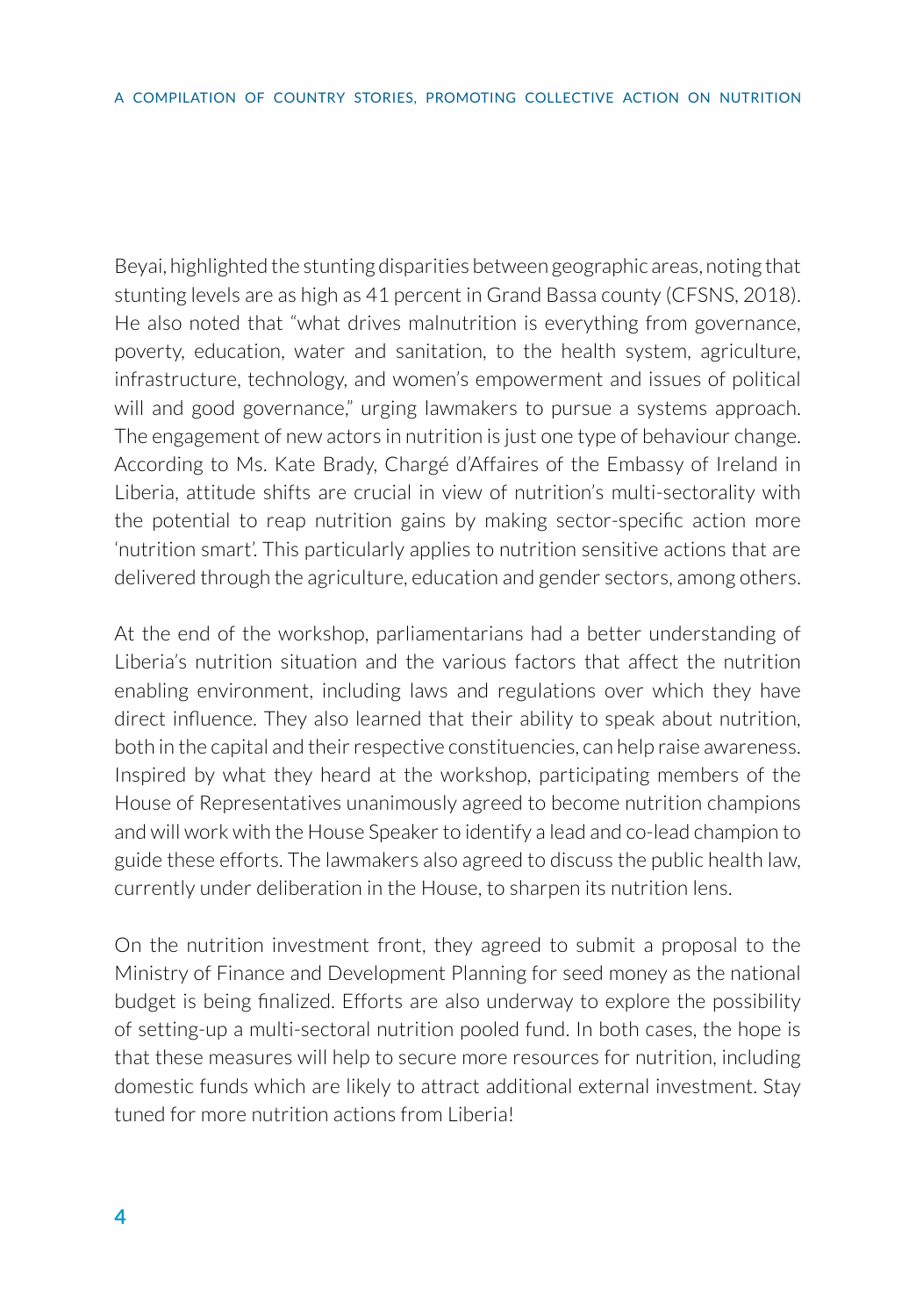Beyai, highlighted the stunting disparities between geographic areas, noting that stunting levels are as high as 41 percent in Grand Bassa county (CFSNS, 2018). He also noted that "what drives malnutrition is everything from governance, poverty, education, water and sanitation, to the health system, agriculture, infrastructure, technology, and women's empowerment and issues of political will and good governance," urging lawmakers to pursue a systems approach. The engagement of new actors in nutrition is just one type of behaviour change. According to Ms. Kate Brady, Chargé d'Affaires of the Embassy of Ireland in Liberia, attitude shifts are crucial in view of nutrition's multi-sectorality with the potential to reap nutrition gains by making sector-specific action more 'nutrition smart'. This particularly applies to nutrition sensitive actions that are delivered through the agriculture, education and gender sectors, among others.

At the end of the workshop, parliamentarians had a better understanding of Liberia's nutrition situation and the various factors that affect the nutrition enabling environment, including laws and regulations over which they have direct influence. They also learned that their ability to speak about nutrition, both in the capital and their respective constituencies, can help raise awareness. Inspired by what they heard at the workshop, participating members of the House of Representatives unanimously agreed to become nutrition champions and will work with the House Speaker to identify a lead and co-lead champion to guide these efforts. The lawmakers also agreed to discuss the public health law, currently under deliberation in the House, to sharpen its nutrition lens.

On the nutrition investment front, they agreed to submit a proposal to the Ministry of Finance and Development Planning for seed money as the national budget is being finalized. Efforts are also underway to explore the possibility of setting-up a multi-sectoral nutrition pooled fund. In both cases, the hope is that these measures will help to secure more resources for nutrition, including domestic funds which are likely to attract additional external investment. Stay tuned for more nutrition actions from Liberia!